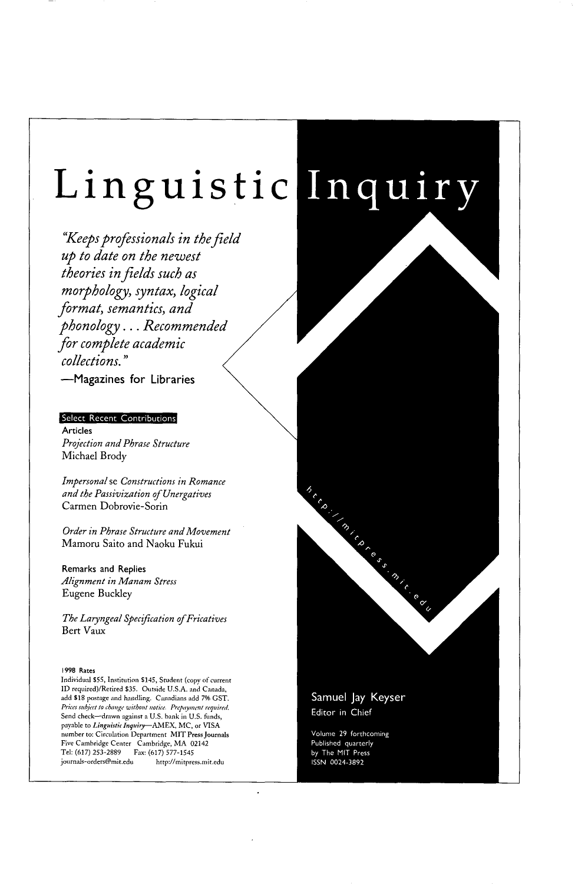# Linguistic Inquiry

*"Keeps professionals in the field up to date on the newest theories in fields such as morphology, syntax, logical format, semantics, and phonology . . . Recommended for complete academic collections."*

—Magazines for Libraries

**Select Recent Contributions**

**Articles**

*Projection and Phrase Structure*
Michael Brody

*Impersonal* se *Constructions in Romance and the Passivization of Unergatives*
Carmen Dobrovie-Sorin

*Order in Phrase Structure and Movement*
Mamoru Saito and Naoku Fukui

**Remarks and Replies**

*Alignment in Manam Stress*
Eugene Buckley

*The Laryngeal Specification of Fricatives*
Bert Vaux

http://mitpress.mit.edu

**1998 Rates**
Individual $55, Institution $145, Student (copy of current ID required)/Retired $35. Outside U.S.A. and Canada, add $18 postage and handling. Canadians add 7% GST. *Prices subject to change without notice. Prepayment required.* Send check—drawn against a U.S. bank in U.S. funds, payable to *Linguistic Inquiry*—AMEX, MC, or VISA number to: Circulation Department MIT Press Journals Five Cambridge Center Cambridge, MA 02142
Tel: (617) 253-2889 Fax: (617) 577-1545
journals-orders@mit.edu http://mitpress.mit.edu

Samuel Jay Keyser
Editor in Chief

Volume 29 forthcoming
Published quarterly
by The MIT Press
ISSN 0024-3892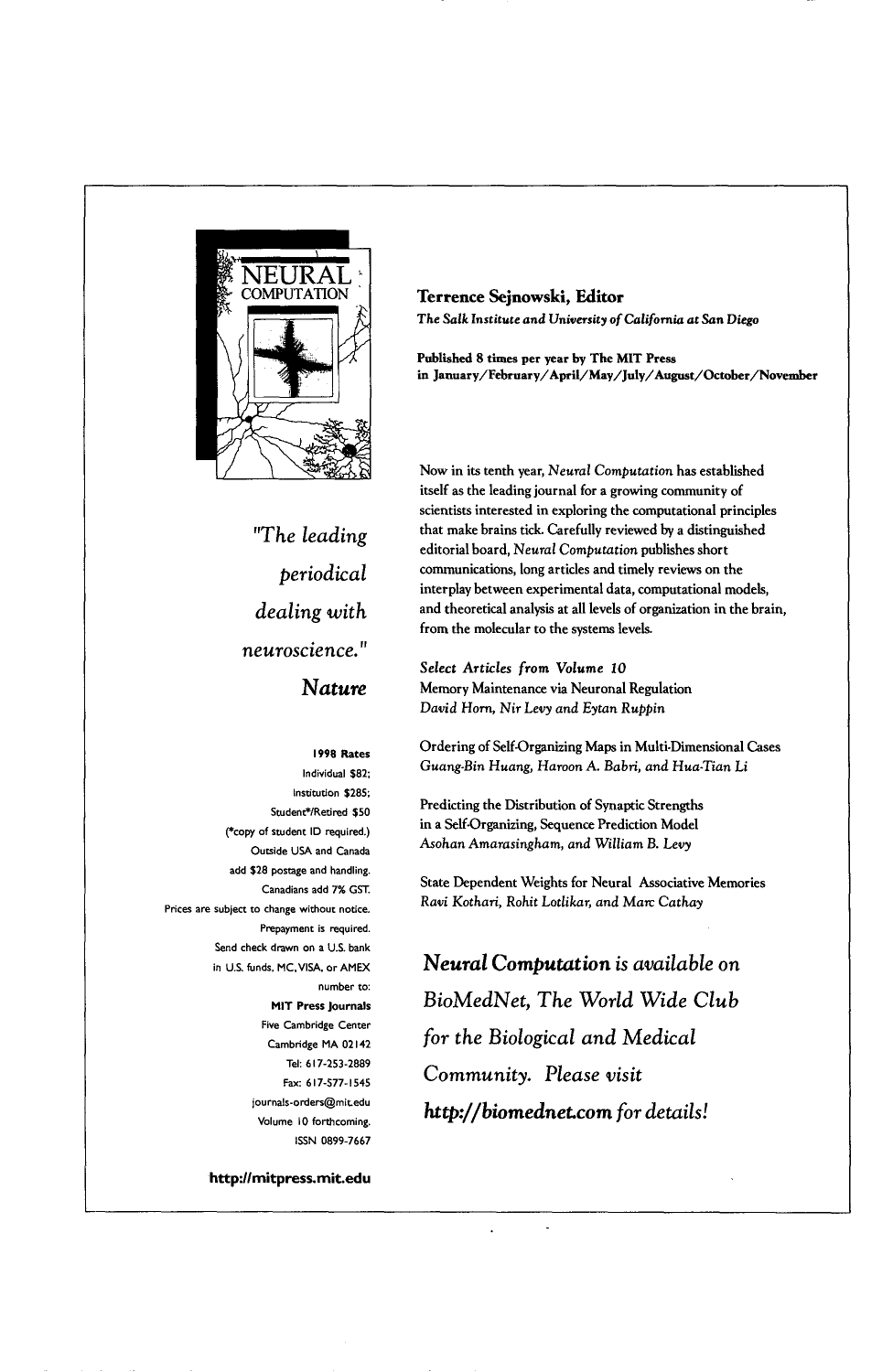NEURAL COMPUTATION

*"The leading periodical dealing with neuroscience."*
***Nature***

**Terrence Sejnowski, Editor**
*The Salk Institute and University of California at San Diego*

**Published 8 times per year by The MIT Press in January/February/April/May/July/August/October/November**

Now in its tenth year, *Neural Computation* has established itself as the leading journal for a growing community of scientists interested in exploring the computational principles that make brains tick. Carefully reviewed by a distinguished editorial board, *Neural Computation* publishes short communications, long articles and timely reviews on the interplay between experimental data, computational models, and theoretical analysis at all levels of organization in the brain, from the molecular to the systems levels.

*Select Articles from Volume 10*

Memory Maintenance via Neuronal Regulation
*David Horn, Nir Levy and Eytan Ruppin*

Ordering of Self-Organizing Maps in Multi-Dimensional Cases
*Guang-Bin Huang, Haroon A. Babri, and Hua-Tian Li*

Predicting the Distribution of Synaptic Strengths in a Self-Organizing, Sequence Prediction Model
*Asohan Amarasingham, and William B. Levy*

State Dependent Weights for Neural Associative Memories
*Ravi Kothari, Rohit Lotlikar, and Marc Cathay*

***Neural Computation** is available on BioMedNet, The World Wide Club for the Biological and Medical Community. Please visit **http://biomednet.com** for details!*

**1998 Rates**
Individual $82;
Institution $285;
Student*/Retired $50
(*copy of student ID required.)
Outside USA and Canada add $28 postage and handling.
Canadians add 7% GST.
Prices are subject to change without notice.
Prepayment is required.
Send check drawn on a U.S. bank in U.S. funds, MC, VISA, or AMEX number to:
**MIT Press Journals**
Five Cambridge Center
Cambridge MA 02142
Tel: 617-253-2889
Fax: 617-577-1545
journals-orders@mit.edu
Volume 10 forthcoming.
ISSN 0899-7667

**http://mitpress.mit.edu**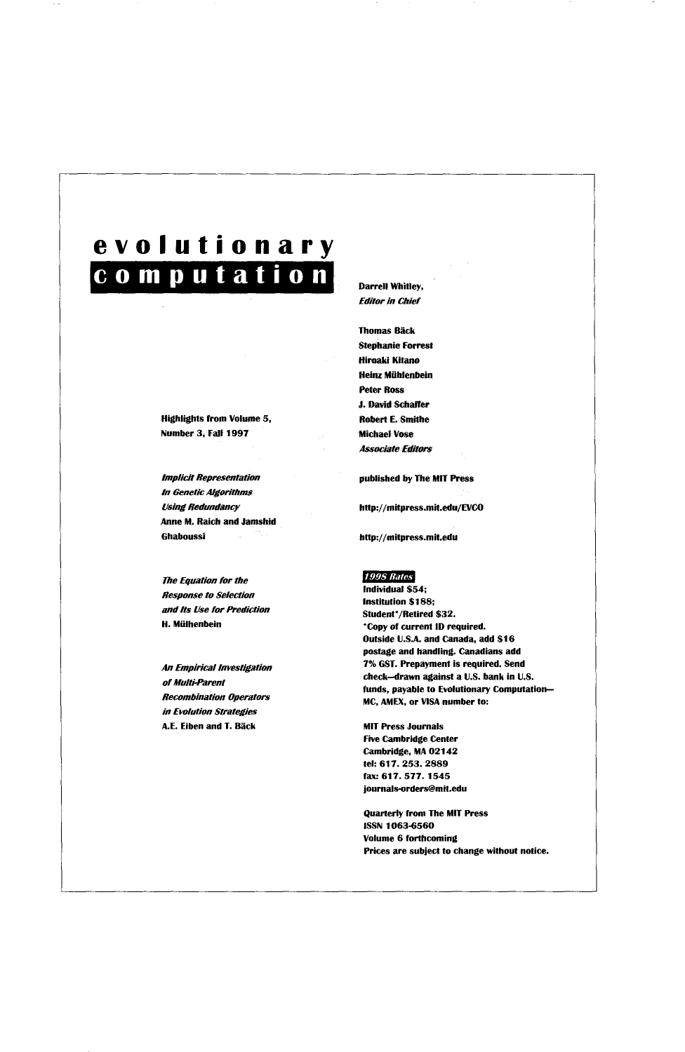# evolutionary computation

Highlights from Volume 5, Number 3, Fall 1997

*Implicit Representation In Genetic Algorithms Using Redundancy*
Anne M. Raich and Jamshid Ghaboussi

*The Equation for the Response to Selection and Its Use for Prediction*
H. Mühlenbein

*An Empirical Investigation of Multi-Parent Recombination Operators in Evolution Strategies*
A.E. Eiben and T. Bäck

Darrell Whitley,
*Editor in Chief*

Thomas Bäck
Stephanie Forrest
Hiroaki Kitano
Heinz Mühlenbein
Peter Ross
J. David Schaffer
Robert E. Smithe
Michael Vose
*Associate Editors*

published by The MIT Press

http://mitpress.mit.edu/EVCO

http://mitpress.mit.edu

***1998 Rates***

Individual $54;
Institution $188;
Student*/Retired $32.
*Copy of current ID required.
Outside U.S.A. and Canada, add $16 postage and handling. Canadians add 7% GST. Prepayment is required. Send check–drawn against a U.S. bank in U.S. funds, payable to Evolutionary Computation–MC, AMEX, or VISA number to:

MIT Press Journals
Five Cambridge Center
Cambridge, MA 02142
tel: 617. 253. 2889
fax: 617. 577. 1545
journals-orders@mit.edu

Quarterly from The MIT Press
ISSN 1063-6560
Volume 6 forthcoming
Prices are subject to change without notice.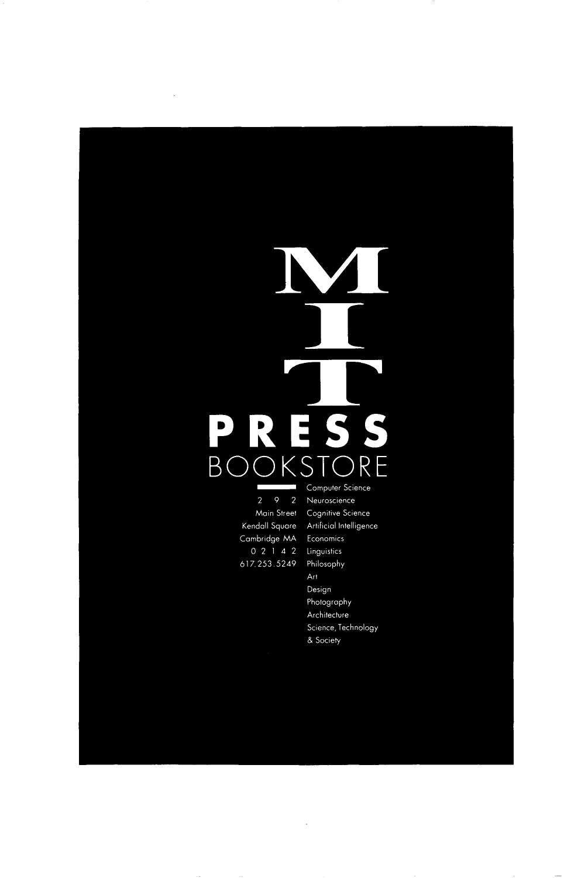# M I T

# PRESS

## BOOKSTORE

2 9 2
Main Street
Kendall Square
Cambridge MA
0 2 1 4 2
617.253.5249

- Computer Science
- Neuroscience
- Cognitive Science
- Artificial Intelligence
- Economics
- Linguistics
- Philosophy
- Art
- Design
- Photography
- Architecture
- Science, Technology & Society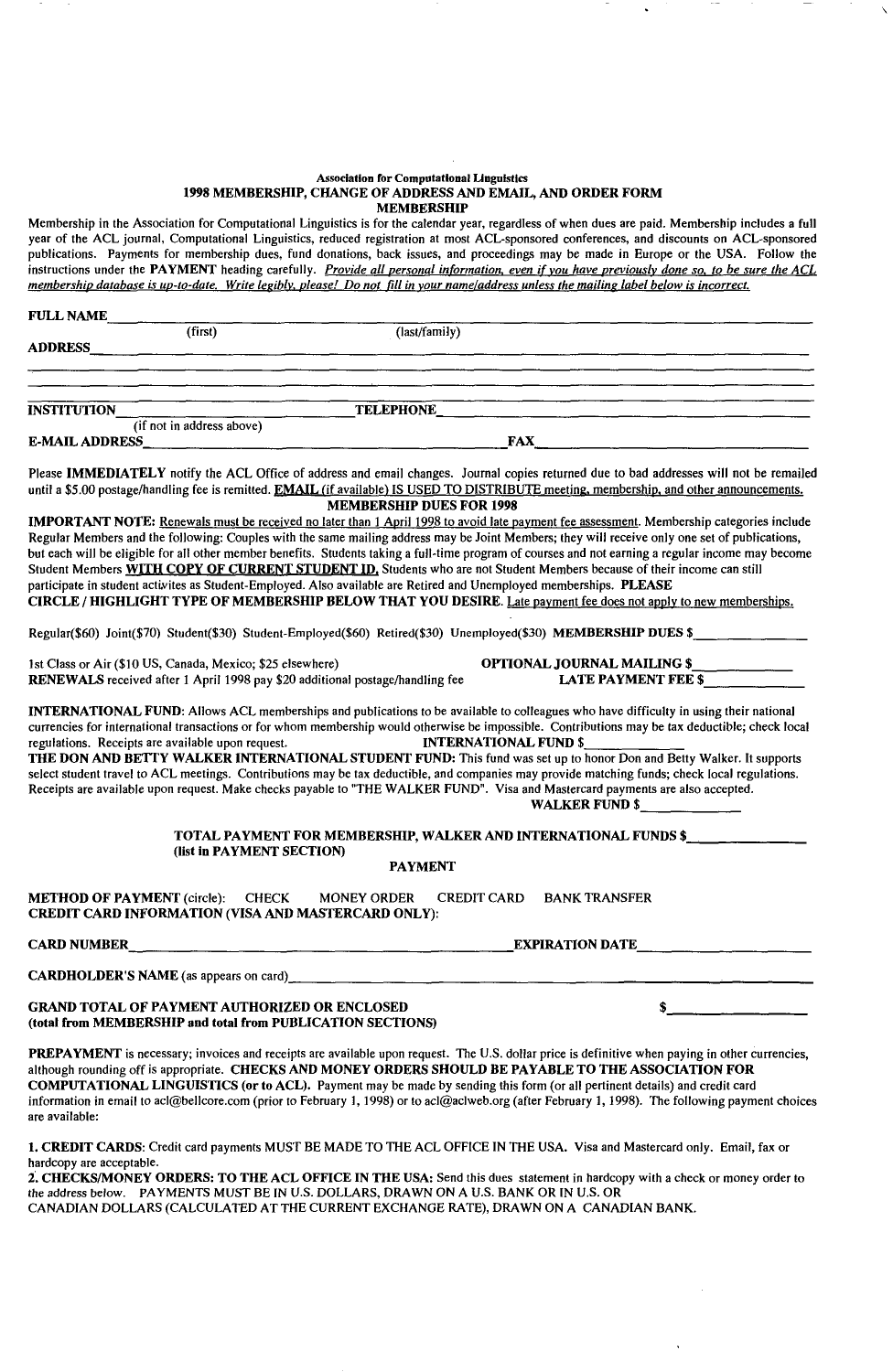**Association for Computational Linguistics**

## 1998 MEMBERSHIP, CHANGE OF ADDRESS AND EMAIL, AND ORDER FORM

### MEMBERSHIP

Membership in the Association for Computational Linguistics is for the calendar year, regardless of when dues are paid. Membership includes a full year of the ACL journal, Computational Linguistics, reduced registration at most ACL-sponsored conferences, and discounts on ACL-sponsored publications. Payments for membership dues, fund donations, back issues, and proceedings may be made in Europe or the USA. Follow the instructions under the **PAYMENT** heading carefully. *Provide all personal information, even if you have previously done so, to be sure the ACL membership database is up-to-date. Write legibly, please! Do not fill in your name/address unless the mailing label below is incorrect.*

**FULL NAME** ______________________________________________
(first) (last/family)

**ADDRESS** ______________________________________________

______________________________________________

______________________________________________

**INSTITUTION** ____________________ **TELEPHONE** ____________________
(if not in address above)

**E-MAIL ADDRESS** ____________________ **FAX** ____________________

Please **IMMEDIATELY** notify the ACL Office of address and email changes. Journal copies returned due to bad addresses will not be remailed until a $5.00 postage/handling fee is remitted. EMAIL (if available) IS USED TO DISTRIBUTE meeting, membership, and other announcements.

### MEMBERSHIP DUES FOR 1998

**IMPORTANT NOTE:** Renewals must be received no later than 1 April 1998 to avoid late payment fee assessment. Membership categories include Regular Members and the following: Couples with the same mailing address may be Joint Members; they will receive only one set of publications, but each will be eligible for all other member benefits. Students taking a full-time program of courses and not earning a regular income may become Student Members **WITH COPY OF CURRENT STUDENT ID.** Students who are not Student Members because of their income can still participate in student activites as Student-Employed. Also available are Retired and Unemployed memberships. **PLEASE CIRCLE / HIGHLIGHT TYPE OF MEMBERSHIP BELOW THAT YOU DESIRE.** Late payment fee does not apply to new memberships.

Regular($60) Joint($70) Student($30) Student-Employed($60) Retired($30) Unemployed($30) **MEMBERSHIP DUES $** __________

1st Class or Air ($10 US, Canada, Mexico; $25 elsewhere) **OPTIONAL JOURNAL MAILING $** __________

**RENEWALS** received after 1 April 1998 pay $20 additional postage/handling fee **LATE PAYMENT FEE $** __________

**INTERNATIONAL FUND:** Allows ACL memberships and publications to be available to colleagues who have difficulty in using their national currencies for international transactions or for whom membership would otherwise be impossible. Contributions may be tax deductible; check local regulations. Receipts are available upon request. **INTERNATIONAL FUND $** __________

**THE DON AND BETTY WALKER INTERNATIONAL STUDENT FUND:** This fund was set up to honor Don and Betty Walker. It supports select student travel to ACL meetings. Contributions may be tax deductible, and companies may provide matching funds; check local regulations. Receipts are available upon request. Make checks payable to "THE WALKER FUND". Visa and Mastercard payments are also accepted.

**WALKER FUND $** __________

**TOTAL PAYMENT FOR MEMBERSHIP, WALKER AND INTERNATIONAL FUNDS $** __________
**(list in PAYMENT SECTION)**

### PAYMENT

**METHOD OF PAYMENT** (circle): CHECK MONEY ORDER CREDIT CARD BANK TRANSFER

**CREDIT CARD INFORMATION (VISA AND MASTERCARD ONLY):**

**CARD NUMBER** ____________________ **EXPIRATION DATE** __________

**CARDHOLDER'S NAME** (as appears on card) ____________________

**GRAND TOTAL OF PAYMENT AUTHORIZED OR ENCLOSED** **$** __________
**(total from MEMBERSHIP and total from PUBLICATION SECTIONS)**

**PREPAYMENT** is necessary; invoices and receipts are available upon request. The U.S. dollar price is definitive when paying in other currencies, although rounding off is appropriate. **CHECKS AND MONEY ORDERS SHOULD BE PAYABLE TO THE ASSOCIATION FOR COMPUTATIONAL LINGUISTICS (or to ACL).** Payment may be made by sending this form (or all pertinent details) and credit card information in email to acl@bellcore.com (prior to February 1, 1998) or to acl@aclweb.org (after February 1, 1998). The following payment choices are available:

**1. CREDIT CARDS:** Credit card payments MUST BE MADE TO THE ACL OFFICE IN THE USA. Visa and Mastercard only. Email, fax or hardcopy are acceptable.

**2. CHECKS/MONEY ORDERS: TO THE ACL OFFICE IN THE USA:** Send this dues statement in hardcopy with a check or money order to the address below. PAYMENTS MUST BE IN U.S. DOLLARS, DRAWN ON A U.S. BANK OR IN U.S. OR CANADIAN DOLLARS (CALCULATED AT THE CURRENT EXCHANGE RATE), DRAWN ON A CANADIAN BANK.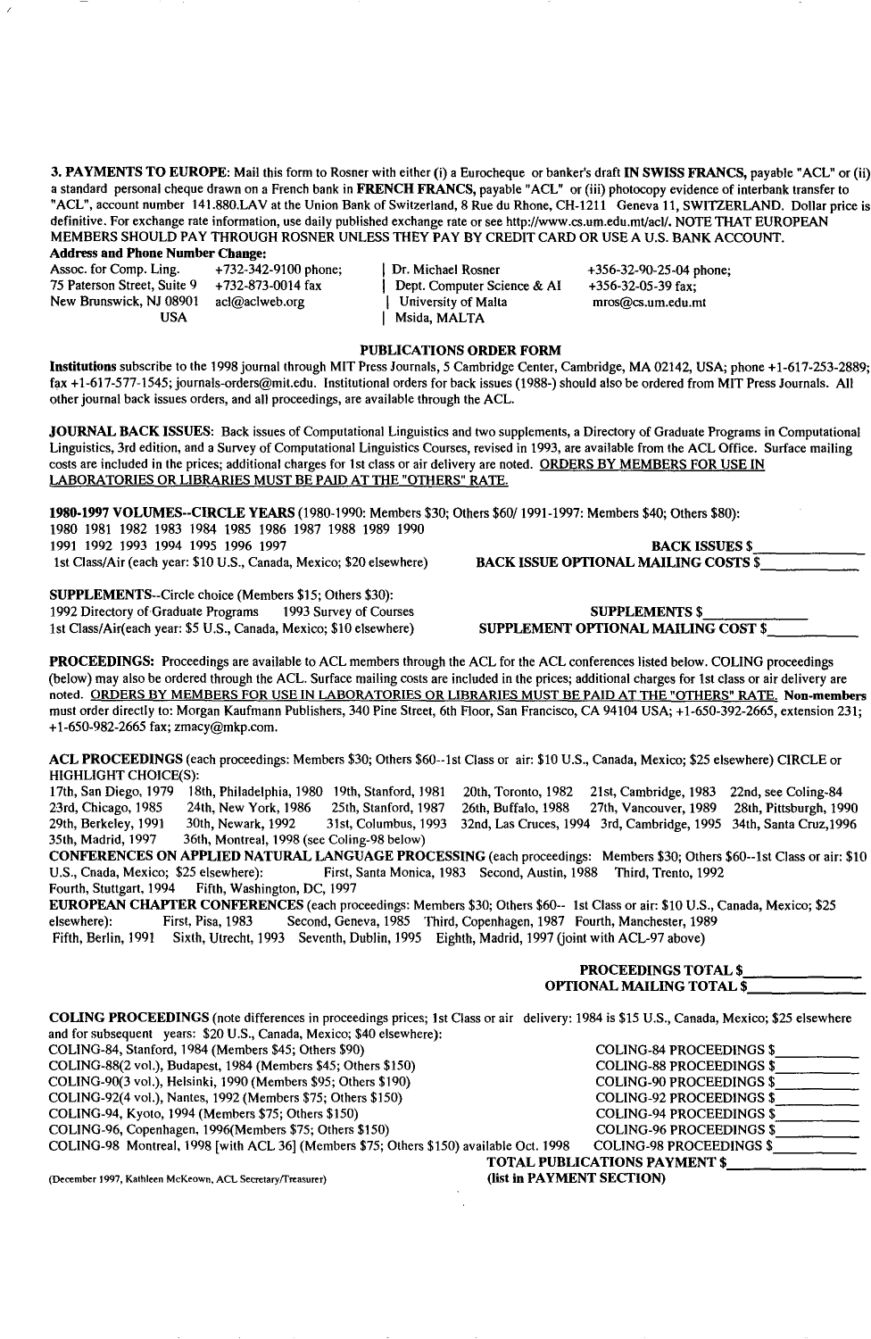**3. PAYMENTS TO EUROPE**: Mail this form to Rosner with either (i) a Eurocheque or banker's draft **IN SWISS FRANCS**, payable "ACL" or (ii) a standard personal cheque drawn on a French bank in **FRENCH FRANCS**, payable "ACL" or (iii) photocopy evidence of interbank transfer to "ACL", account number 141.880.LAV at the Union Bank of Switzerland, 8 Rue du Rhone, CH-1211 Geneva 11, SWITZERLAND. Dollar price is definitive. For exchange rate information, use daily published exchange rate or see http://www.cs.um.edu.mt/acl/. NOTE THAT EUROPEAN MEMBERS SHOULD PAY THROUGH ROSNER UNLESS THEY PAY BY CREDIT CARD OR USE A U.S. BANK ACCOUNT.

**Address and Phone Number Change:**

Assoc. for Comp. Ling.
75 Paterson Street, Suite 9
New Brunswick, NJ 08901
USA
+732-342-9100 phone;
+732-873-0014 fax
acl@aclweb.org

Dr. Michael Rosner
Dept. Computer Science & AI
University of Malta
Msida, MALTA
+356-32-90-25-04 phone;
+356-32-05-39 fax;
mros@cs.um.edu.mt

## PUBLICATIONS ORDER FORM

**Institutions** subscribe to the 1998 journal through MIT Press Journals, 5 Cambridge Center, Cambridge, MA 02142, USA; phone +1-617-253-2889; fax +1-617-577-1545; journals-orders@mit.edu. Institutional orders for back issues (1988-) should also be ordered from MIT Press Journals. All other journal back issues orders, and all proceedings, are available through the ACL.

**JOURNAL BACK ISSUES**: Back issues of Computational Linguistics and two supplements, a Directory of Graduate Programs in Computational Linguistics, 3rd edition, and a Survey of Computational Linguistics Courses, revised in 1993, are available from the ACL Office. Surface mailing costs are included in the prices; additional charges for 1st class or air delivery are noted. ORDERS BY MEMBERS FOR USE IN LABORATORIES OR LIBRARIES MUST BE PAID AT THE "OTHERS" RATE.

**1980-1997 VOLUMES--CIRCLE YEARS** (1980-1990: Members $30; Others $60/ 1991-1997: Members $40; Others $80):
1980 1981 1982 1983 1984 1985 1986 1987 1988 1989 1990
1991 1992 1993 1994 1995 1996 1997 **BACK ISSUES $\_\_\_\_\_\_\_\_\_\_**
1st Class/Air (each year: $10 U.S., Canada, Mexico; $20 elsewhere) **BACK ISSUE OPTIONAL MAILING COSTS $\_\_\_\_\_\_\_\_\_\_**

**SUPPLEMENTS**--Circle choice (Members $15; Others $30):
1992 Directory of Graduate Programs 1993 Survey of Courses **SUPPLEMENTS $\_\_\_\_\_\_\_\_\_\_**
1st Class/Air(each year: $5 U.S., Canada, Mexico; $10 elsewhere) **SUPPLEMENT OPTIONAL MAILING COST $\_\_\_\_\_\_\_\_\_\_**

**PROCEEDINGS:** Proceedings are available to ACL members through the ACL for the ACL conferences listed below. COLING proceedings (below) may also be ordered through the ACL. Surface mailing costs are included in the prices; additional charges for 1st class or air delivery are noted. ORDERS BY MEMBERS FOR USE IN LABORATORIES OR LIBRARIES MUST BE PAID AT THE "OTHERS" RATE. **Non-members** must order directly to: Morgan Kaufmann Publishers, 340 Pine Street, 6th Floor, San Francisco, CA 94104 USA; +1-650-392-2665, extension 231; +1-650-982-2665 fax; zmacy@mkp.com.

**ACL PROCEEDINGS** (each proceedings: Members $30; Others $60--1st Class or air: $10 U.S., Canada, Mexico; $25 elsewhere) CIRCLE or HIGHLIGHT CHOICE(S):
17th, San Diego, 1979 18th, Philadelphia, 1980 19th, Stanford, 1981 20th, Toronto, 1982 21st, Cambridge, 1983 22nd, see Coling-84
23rd, Chicago, 1985 24th, New York, 1986 25th, Stanford, 1987 26th, Buffalo, 1988 27th, Vancouver, 1989 28th, Pittsburgh, 1990
29th, Berkeley, 1991 30th, Newark, 1992 31st, Columbus, 1993 32nd, Las Cruces, 1994 3rd, Cambridge, 1995 34th, Santa Cruz,1996
35th, Madrid, 1997 36th, Montreal, 1998 (see Coling-98 below)

**CONFERENCES ON APPLIED NATURAL LANGUAGE PROCESSING** (each proceedings: Members $30; Others $60--1st Class or air: $10 U.S., Cnada, Mexico; $25 elsewhere): First, Santa Monica, 1983 Second, Austin, 1988 Third, Trento, 1992
Fourth, Stuttgart, 1994 Fifth, Washington, DC, 1997

**EUROPEAN CHAPTER CONFERENCES** (each proceedings: Members $30; Others $60-- 1st Class or air: $10 U.S., Canada, Mexico; $25 elsewhere): First, Pisa, 1983 Second, Geneva, 1985 Third, Copenhagen, 1987 Fourth, Manchester, 1989
Fifth, Berlin, 1991 Sixth, Utrecht, 1993 Seventh, Dublin, 1995 Eighth, Madrid, 1997 (joint with ACL-97 above)

**PROCEEDINGS TOTAL $\_\_\_\_\_\_\_\_\_\_**
**OPTIONAL MAILING TOTAL $\_\_\_\_\_\_\_\_\_\_**

**COLING PROCEEDINGS** (note differences in proceedings prices; 1st Class or air delivery: 1984 is $15 U.S., Canada, Mexico; $25 elsewhere and for subsequent years: $20 U.S., Canada, Mexico; $40 elsewhere):

COLING-84, Stanford, 1984 (Members $45; Others $90) COLING-84 PROCEEDINGS $\_\_\_\_\_\_\_\_\_\_
COLING-88(2 vol.), Budapest, 1984 (Members $45; Others $150) COLING-88 PROCEEDINGS $\_\_\_\_\_\_\_\_\_\_
COLING-90(3 vol.), Helsinki, 1990 (Members $95; Others $190) COLING-90 PROCEEDINGS $\_\_\_\_\_\_\_\_\_\_
COLING-92(4 vol.), Nantes, 1992 (Members $75; Others $150) COLING-92 PROCEEDINGS $\_\_\_\_\_\_\_\_\_\_
COLING-94, Kyoto, 1994 (Members $75; Others $150) COLING-94 PROCEEDINGS $\_\_\_\_\_\_\_\_\_\_
COLING-96, Copenhagen, 1996(Members $75; Others $150) COLING-96 PROCEEDINGS $\_\_\_\_\_\_\_\_\_\_
COLING-98 Montreal, 1998 [with ACL 36] (Members $75; Others $150) available Oct. 1998 COLING-98 PROCEEDINGS $\_\_\_\_\_\_\_\_\_\_

**TOTAL PUBLICATIONS PAYMENT $\_\_\_\_\_\_\_\_\_\_**
**(list in PAYMENT SECTION)**

(December 1997, Kathleen McKeown, ACL Secretary/Treasurer)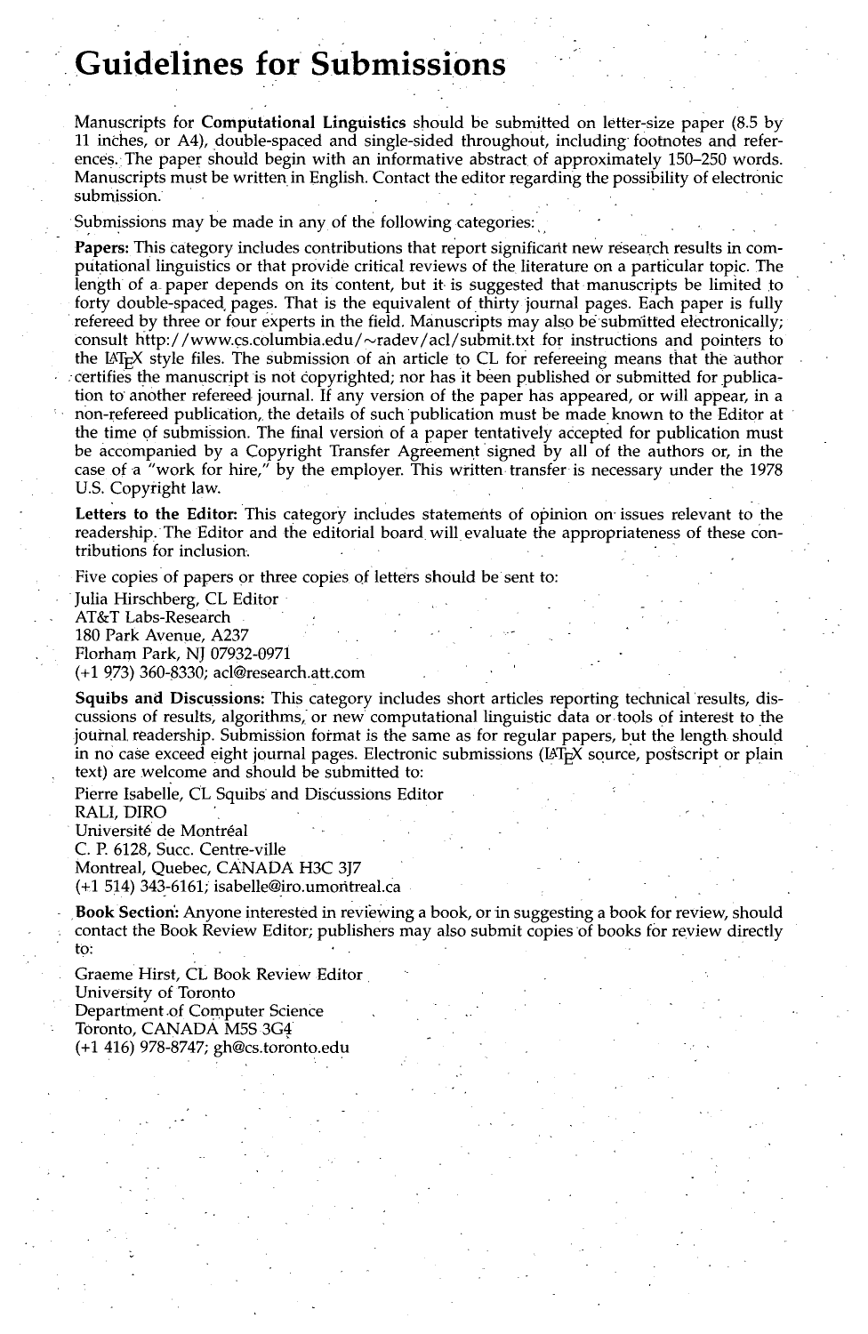# Guidelines for Submissions

Manuscripts for **Computational Linguistics** should be submitted on letter-size paper (8.5 by 11 inches, or A4), double-spaced and single-sided throughout, including footnotes and references. The paper should begin with an informative abstract of approximately 150–250 words. Manuscripts must be written in English. Contact the editor regarding the possibility of electronic submission.

Submissions may be made in any of the following categories:

**Papers:** This category includes contributions that report significant new research results in computational linguistics or that provide critical reviews of the literature on a particular topic. The length of a paper depends on its content, but it is suggested that manuscripts be limited to forty double-spaced pages. That is the equivalent of thirty journal pages. Each paper is fully refereed by three or four experts in the field. Manuscripts may also be submitted electronically; consult http://www.cs.columbia.edu/~radev/acl/submit.txt for instructions and pointers to the LaTeX style files. The submission of an article to CL for refereeing means that the author certifies the manuscript is not copyrighted; nor has it been published or submitted for publication to another refereed journal. If any version of the paper has appeared, or will appear, in a non-refereed publication, the details of such publication must be made known to the Editor at the time of submission. The final version of a paper tentatively accepted for publication must be accompanied by a Copyright Transfer Agreement signed by all of the authors or, in the case of a "work for hire," by the employer. This written transfer is necessary under the 1978 U.S. Copyright law.

**Letters to the Editor:** This category includes statements of opinion on issues relevant to the readership. The Editor and the editorial board will evaluate the appropriateness of these contributions for inclusion.

Five copies of papers or three copies of letters should be sent to:

Julia Hirschberg, CL Editor
AT&T Labs-Research
180 Park Avenue, A237
Florham Park, NJ 07932-0971
(+1 973) 360-8330; acl@research.att.com

**Squibs and Discussions:** This category includes short articles reporting technical results, discussions of results, algorithms, or new computational linguistic data or tools of interest to the journal readership. Submission format is the same as for regular papers, but the length should in no case exceed eight journal pages. Electronic submissions (LaTeX source, postscript or plain text) are welcome and should be submitted to:

Pierre Isabelle, CL Squibs and Discussions Editor
RALI, DIRO
Université de Montréal
C. P. 6128, Succ. Centre-ville
Montreal, Quebec, CANADA H3C 3J7
(+1 514) 343-6161; isabelle@iro.umontreal.ca

**Book Section:** Anyone interested in reviewing a book, or in suggesting a book for review, should contact the Book Review Editor; publishers may also submit copies of books for review directly to:

Graeme Hirst, CL Book Review Editor
University of Toronto
Department of Computer Science
Toronto, CANADA M5S 3G4
(+1 416) 978-8747; gh@cs.toronto.edu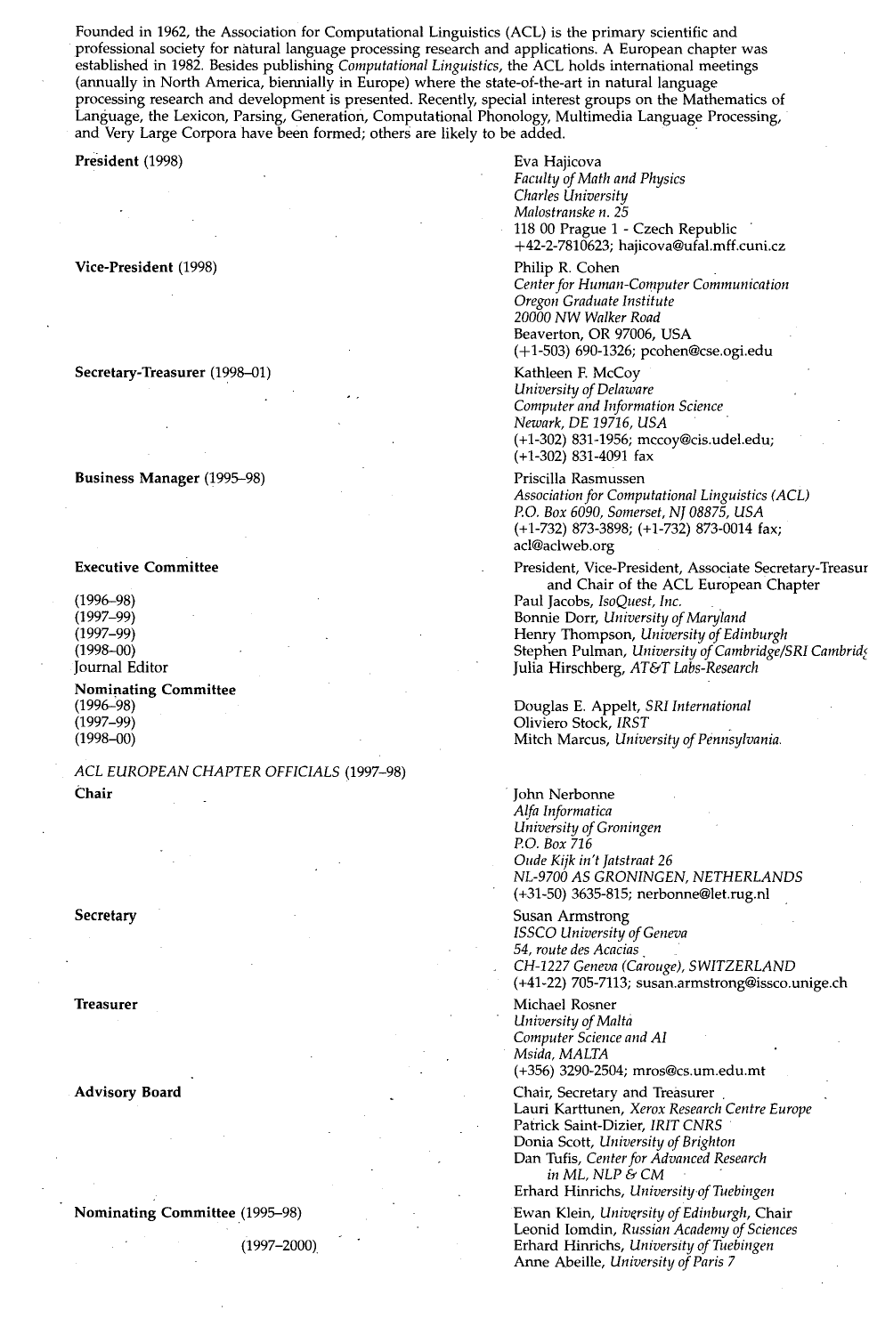Founded in 1962, the Association for Computational Linguistics (ACL) is the primary scientific and professional society for natural language processing research and applications. A European chapter was established in 1982. Besides publishing *Computational Linguistics*, the ACL holds international meetings (annually in North America, biennially in Europe) where the state-of-the-art in natural language processing research and development is presented. Recently, special interest groups on the Mathematics of Language, the Lexicon, Parsing, Generation, Computational Phonology, Multimedia Language Processing, and Very Large Corpora have been formed; others are likely to be added.

**President** (1998)

Eva Hajicova
*Faculty of Math and Physics*
*Charles University*
*Malostranske n. 25*
118 00 Prague 1 - Czech Republic
+42-2-7810623; hajicova@ufal.mff.cuni.cz

**Vice-President** (1998)

Philip R. Cohen
*Center for Human-Computer Communication*
*Oregon Graduate Institute*
*20000 NW Walker Road*
Beaverton, OR 97006, USA
(+1-503) 690-1326; pcohen@cse.ogi.edu

**Secretary-Treasurer** (1998–01)

Kathleen F. McCoy
*University of Delaware*
*Computer and Information Science*
*Newark, DE 19716, USA*
(+1-302) 831-1956; mccoy@cis.udel.edu;
(+1-302) 831-4091 fax

**Business Manager** (1995–98)

Priscilla Rasmussen
*Association for Computational Linguistics (ACL)*
*P.O. Box 6090, Somerset, NJ 08875, USA*
(+1-732) 873-3898; (+1-732) 873-0014 fax;
acl@aclweb.org

**Executive Committee**

President, Vice-President, Associate Secretary-Treasurer and Chair of the ACL European Chapter

| | |
|---|---|
| (1996–98) | Paul Jacobs, *IsoQuest, Inc.* |
| (1997–99) | Bonnie Dorr, *University of Maryland* |
| (1997–99) | Henry Thompson, *University of Edinburgh* |
| (1998–00) | Stephen Pulman, *University of Cambridge/SRI Cambridge* |
| Journal Editor | Julia Hirschberg, *AT&T Labs-Research* |

**Nominating Committee**

| | |
|---|---|
| (1996–98) | Douglas E. Appelt, *SRI International* |
| (1997–99) | Oliviero Stock, *IRST* |
| (1998–00) | Mitch Marcus, *University of Pennsylvania* |

*ACL EUROPEAN CHAPTER OFFICIALS* (1997–98)

**Chair**

John Nerbonne
*Alfa Informatica*
*University of Groningen*
*P.O. Box 716*
*Oude Kijk in't Jatstraat 26*
*NL-9700 AS GRONINGEN, NETHERLANDS*
(+31-50) 3635-815; nerbonne@let.rug.nl

**Secretary**

Susan Armstrong
*ISSCO University of Geneva*
*54, route des Acacias*
*CH-1227 Geneva (Carouge), SWITZERLAND*
(+41-22) 705-7113; susan.armstrong@issco.unige.ch

**Treasurer**

Michael Rosner
*University of Malta*
*Computer Science and AI*
*Msida, MALTA*
(+356) 3290-2504; mros@cs.um.edu.mt

**Advisory Board**

Chair, Secretary and Treasurer
Lauri Karttunen, *Xerox Research Centre Europe*
Patrick Saint-Dizier, *IRIT CNRS*
Donia Scott, *University of Brighton*
Dan Tufis, *Center for Advanced Research in ML, NLP & CM*
Erhard Hinrichs, *University of Tuebingen*

**Nominating Committee** (1995–98)

Ewan Klein, *University of Edinburgh*, Chair
Leonid Iomdin, *Russian Academy of Sciences*

(1997–2000)

Erhard Hinrichs, *University of Tuebingen*
Anne Abeille, *University of Paris 7*